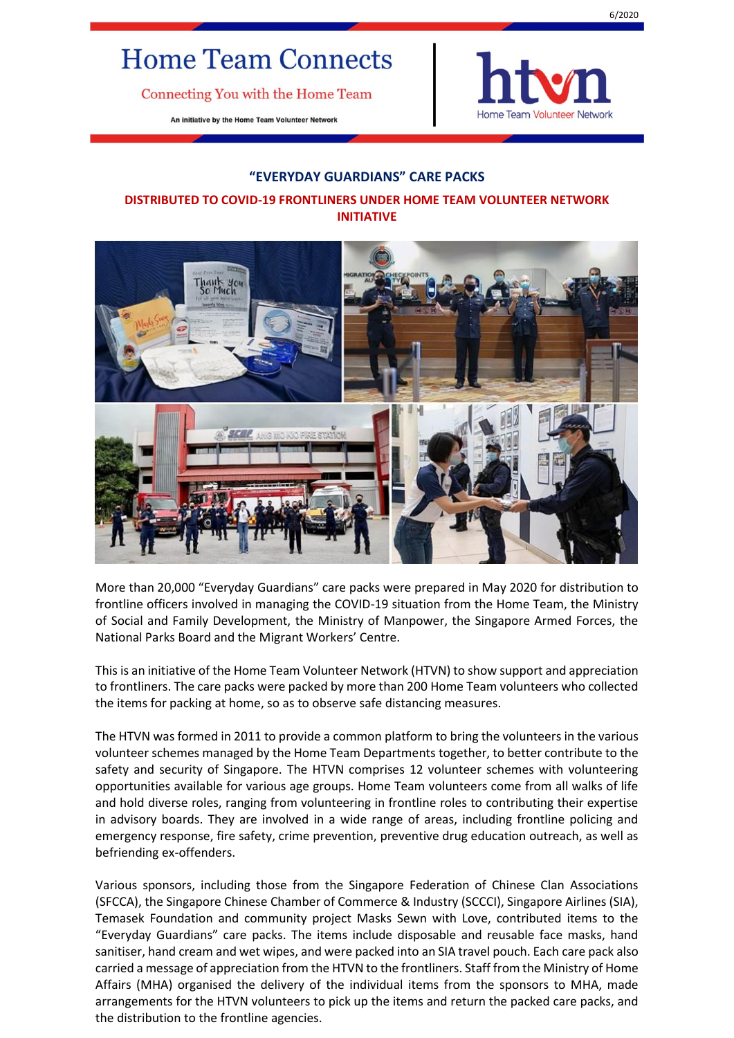6/2020

# Home Team Connects

Connecting You with the Home Team

An initiative by the Home Team Volunteer Network

htvn
Home Team Volunteer Network

## "EVERYDAY GUARDIANS" CARE PACKS

## DISTRIBUTED TO COVID-19 FRONTLINERS UNDER HOME TEAM VOLUNTEER NETWORK INITIATIVE

More than 20,000 "Everyday Guardians" care packs were prepared in May 2020 for distribution to frontline officers involved in managing the COVID-19 situation from the Home Team, the Ministry of Social and Family Development, the Ministry of Manpower, the Singapore Armed Forces, the National Parks Board and the Migrant Workers' Centre.

This is an initiative of the Home Team Volunteer Network (HTVN) to show support and appreciation to frontliners. The care packs were packed by more than 200 Home Team volunteers who collected the items for packing at home, so as to observe safe distancing measures.

The HTVN was formed in 2011 to provide a common platform to bring the volunteers in the various volunteer schemes managed by the Home Team Departments together, to better contribute to the safety and security of Singapore. The HTVN comprises 12 volunteer schemes with volunteering opportunities available for various age groups. Home Team volunteers come from all walks of life and hold diverse roles, ranging from volunteering in frontline roles to contributing their expertise in advisory boards. They are involved in a wide range of areas, including frontline policing and emergency response, fire safety, crime prevention, preventive drug education outreach, as well as befriending ex-offenders.

Various sponsors, including those from the Singapore Federation of Chinese Clan Associations (SFCCA), the Singapore Chinese Chamber of Commerce & Industry (SCCCI), Singapore Airlines (SIA), Temasek Foundation and community project Masks Sewn with Love, contributed items to the "Everyday Guardians" care packs. The items include disposable and reusable face masks, hand sanitiser, hand cream and wet wipes, and were packed into an SIA travel pouch. Each care pack also carried a message of appreciation from the HTVN to the frontliners. Staff from the Ministry of Home Affairs (MHA) organised the delivery of the individual items from the sponsors to MHA, made arrangements for the HTVN volunteers to pick up the items and return the packed care packs, and the distribution to the frontline agencies.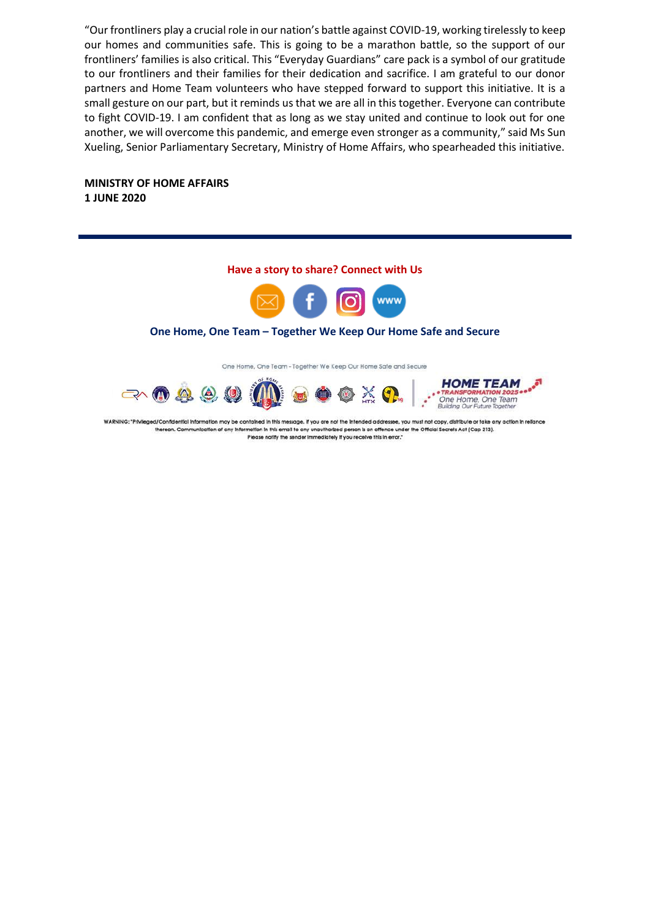"Our frontliners play a crucial role in our nation's battle against COVID-19, working tirelessly to keep our homes and communities safe. This is going to be a marathon battle, so the support of our frontliners' families is also critical. This "Everyday Guardians" care pack is a symbol of our gratitude to our frontliners and their families for their dedication and sacrifice. I am grateful to our donor partners and Home Team volunteers who have stepped forward to support this initiative. It is a small gesture on our part, but it reminds us that we are all in this together. Everyone can contribute to fight COVID-19. I am confident that as long as we stay united and continue to look out for one another, we will overcome this pandemic, and emerge even stronger as a community," said Ms Sun Xueling, Senior Parliamentary Secretary, Ministry of Home Affairs, who spearheaded this initiative.

**MINISTRY OF HOME AFFAIRS**
**1 JUNE 2020**

---

**Have a story to share? Connect with Us**

**One Home, One Team – Together We Keep Our Home Safe and Secure**

One Home, One Team - Together We Keep Our Home Safe and Secure

HOME TEAM TRANSFORMATION 2025 One Home, One Team Building Our Future Together

WARNING: "Privileged/Confidential information may be contained in this message. If you are not the intended addressee, you must not copy, distribute or take any action in reliance thereon. Communication of any information in this email to any unauthorized person is an offence under the Official Secrets Act (Cap 213). Please notify the sender immediately if you receive this in error."